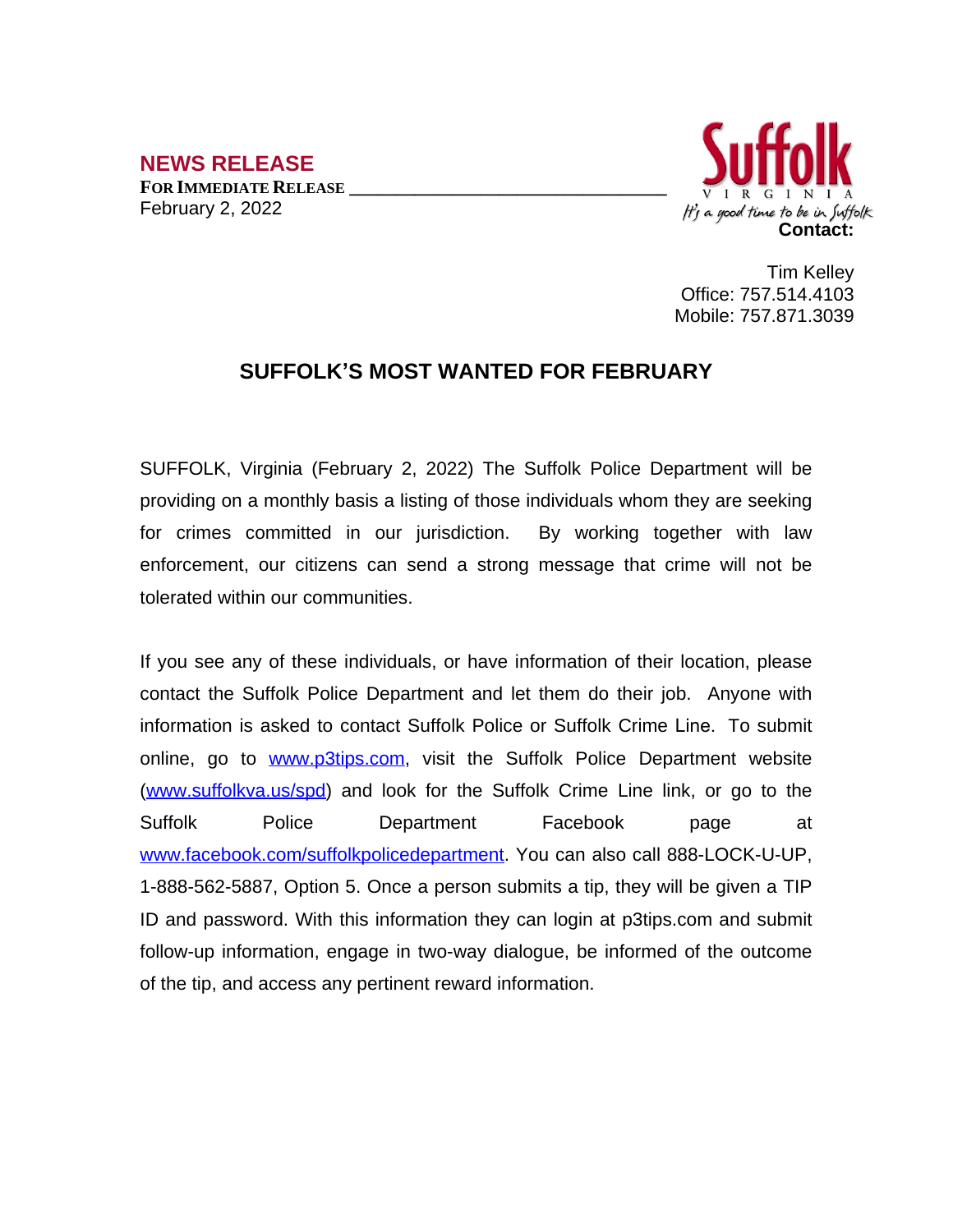## NEWS RELEASE

**FOR IMMEDIATE RELEASE**
February 2, 2022

Suffolk
VIRGINIA
It's a good time to be in Suffolk

**Contact:**

Tim Kelley
Office: 757.514.4103
Mobile: 757.871.3039

# SUFFOLK'S MOST WANTED FOR FEBRUARY

SUFFOLK, Virginia (February 2, 2022) The Suffolk Police Department will be providing on a monthly basis a listing of those individuals whom they are seeking for crimes committed in our jurisdiction. By working together with law enforcement, our citizens can send a strong message that crime will not be tolerated within our communities.

If you see any of these individuals, or have information of their location, please contact the Suffolk Police Department and let them do their job. Anyone with information is asked to contact Suffolk Police or Suffolk Crime Line. To submit online, go to [www.p3tips.com](http://www.p3tips.com), visit the Suffolk Police Department website ([www.suffolkva.us/spd](http://www.suffolkva.us/spd)) and look for the Suffolk Crime Line link, or go to the Suffolk Police Department Facebook page at [www.facebook.com/suffolkpolicedepartment](http://www.facebook.com/suffolkpolicedepartment). You can also call 888-LOCK-U-UP, 1-888-562-5887, Option 5. Once a person submits a tip, they will be given a TIP ID and password. With this information they can login at p3tips.com and submit follow-up information, engage in two-way dialogue, be informed of the outcome of the tip, and access any pertinent reward information.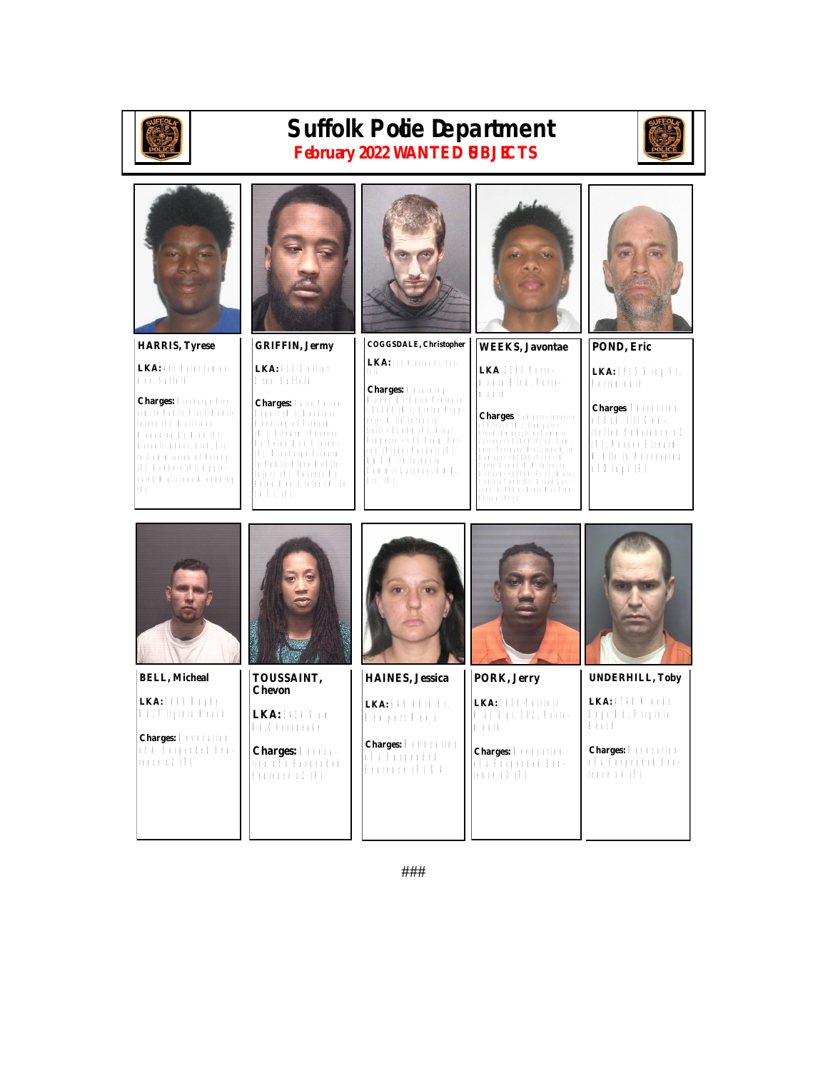# Suffolk Police Department

## February 2022 WANTED SUBJECTS

**HARRIS, Tyrese**

**LKA:**

**Charges:**

**GRIFFIN, Jermy**

**LKA:**

**Charges:**

**COGGSDALE, Christopher**

**LKA:**

**Charges:**

**WEEKS, Javontae**

**LKA**

**Charges**

**POND, Eric**

**LKA:**

**Charges**

**BELL, Micheal**

**LKA:**

**Charges:**

**TOUSSAINT, Chevon**

**LKA:**

**Charges:**

**HAINES, Jessica**

**LKA:**

**Charges:**

**PORK, Jerry**

**LKA:**

**Charges:**

**UNDERHILL, Toby**

**LKA:**

**Charges:**

###